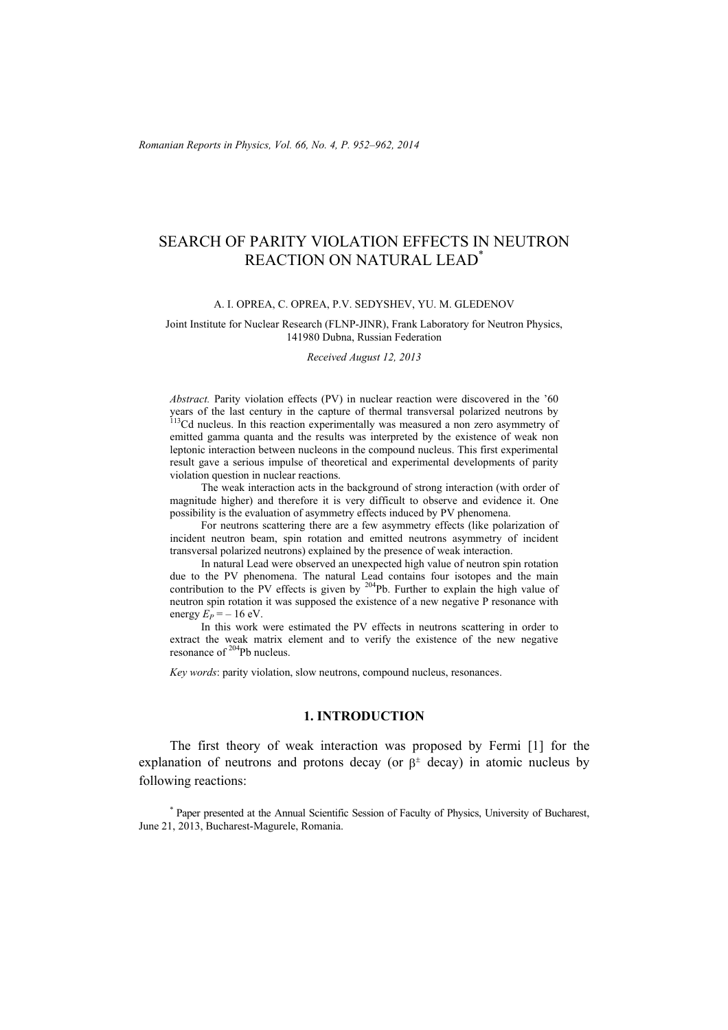# SEARCH OF PARITY VIOLATION EFFECTS IN NEUTRON REACTION ON NATURAL LEAD*

A. I. OPREA, C. OPREA, P.V. SEDYSHEV, YU. M. GLEDENOV

Joint Institute for Nuclear Research (FLNP-JINR), Frank Laboratory for Neutron Physics, 141980 Dubna, Russian Federation

*Received August 12, 2013*

*Abstract.* Parity violation effects (PV) in nuclear reaction were discovered in the '60 years of the last century in the capture of thermal transversal polarized neutrons by $^{113}$Cd nucleus. In this reaction experimentally was measured a non zero asymmetry of emitted gamma quanta and the results was interpreted by the existence of weak non leptonic interaction between nucleons in the compound nucleus. This first experimental result gave a serious impulse of theoretical and experimental developments of parity violation question in nuclear reactions.

The weak interaction acts in the background of strong interaction (with order of magnitude higher) and therefore it is very difficult to observe and evidence it. One possibility is the evaluation of asymmetry effects induced by PV phenomena.

For neutrons scattering there are a few asymmetry effects (like polarization of incident neutron beam, spin rotation and emitted neutrons asymmetry of incident transversal polarized neutrons) explained by the presence of weak interaction.

In natural Lead were observed an unexpected high value of neutron spin rotation due to the PV phenomena. The natural Lead contains four isotopes and the main contribution to the PV effects is given by $^{204}$Pb. Further to explain the high value of neutron spin rotation it was supposed the existence of a new negative P resonance with energy $E_P = -16$ eV.

In this work were estimated the PV effects in neutrons scattering in order to extract the weak matrix element and to verify the existence of the new negative resonance of $^{204}$Pb nucleus.

*Key words*: parity violation, slow neutrons, compound nucleus, resonances.

## 1. INTRODUCTION

The first theory of weak interaction was proposed by Fermi [1] for the explanation of neutrons and protons decay (or $\beta^{\pm}$ decay) in atomic nucleus by following reactions:

* Paper presented at the Annual Scientific Session of Faculty of Physics, University of Bucharest, June 21, 2013, Bucharest-Magurele, Romania.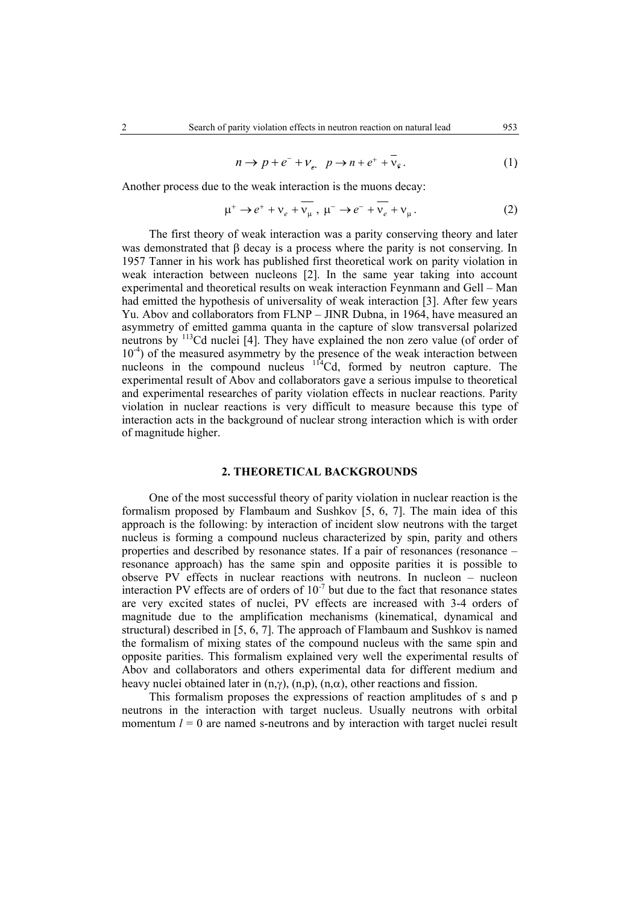$$n \to p + e^- + \nu_e, \quad p \to n + e^+ + \overline{\nu}_e. \tag{1}$$

Another process due to the weak interaction is the muons decay:

$$\mu^+ \to e^+ + \nu_e + \overline{\nu_\mu}, \quad \mu^- \to e^- + \overline{\nu_e} + \nu_\mu. \tag{2}$$

The first theory of weak interaction was a parity conserving theory and later was demonstrated that β decay is a process where the parity is not conserving. In 1957 Tanner in his work has published first theoretical work on parity violation in weak interaction between nucleons [2]. In the same year taking into account experimental and theoretical results on weak interaction Feynmann and Gell – Man had emitted the hypothesis of universality of weak interaction [3]. After few years Yu. Abov and collaborators from FLNP – JINR Dubna, in 1964, have measured an asymmetry of emitted gamma quanta in the capture of slow transversal polarized neutrons by $^{113}$Cd nuclei [4]. They have explained the non zero value (of order of $10^{-4}$) of the measured asymmetry by the presence of the weak interaction between nucleons in the compound nucleus $^{114}$Cd, formed by neutron capture. The experimental result of Abov and collaborators gave a serious impulse to theoretical and experimental researches of parity violation effects in nuclear reactions. Parity violation in nuclear reactions is very difficult to measure because this type of interaction acts in the background of nuclear strong interaction which is with order of magnitude higher.

## 2. THEORETICAL BACKGROUNDS

One of the most successful theory of parity violation in nuclear reaction is the formalism proposed by Flambaum and Sushkov [5, 6, 7]. The main idea of this approach is the following: by interaction of incident slow neutrons with the target nucleus is forming a compound nucleus characterized by spin, parity and others properties and described by resonance states. If a pair of resonances (resonance – resonance approach) has the same spin and opposite parities it is possible to observe PV effects in nuclear reactions with neutrons. In nucleon – nucleon interaction PV effects are of orders of $10^{-7}$ but due to the fact that resonance states are very excited states of nuclei, PV effects are increased with 3-4 orders of magnitude due to the amplification mechanisms (kinematical, dynamical and structural) described in [5, 6, 7]. The approach of Flambaum and Sushkov is named the formalism of mixing states of the compound nucleus with the same spin and opposite parities. This formalism explained very well the experimental results of Abov and collaborators and others experimental data for different medium and heavy nuclei obtained later in (n,γ), (n,p), (n,α), other reactions and fission.

This formalism proposes the expressions of reaction amplitudes of s and p neutrons in the interaction with target nucleus. Usually neutrons with orbital momentum $l = 0$ are named s-neutrons and by interaction with target nuclei result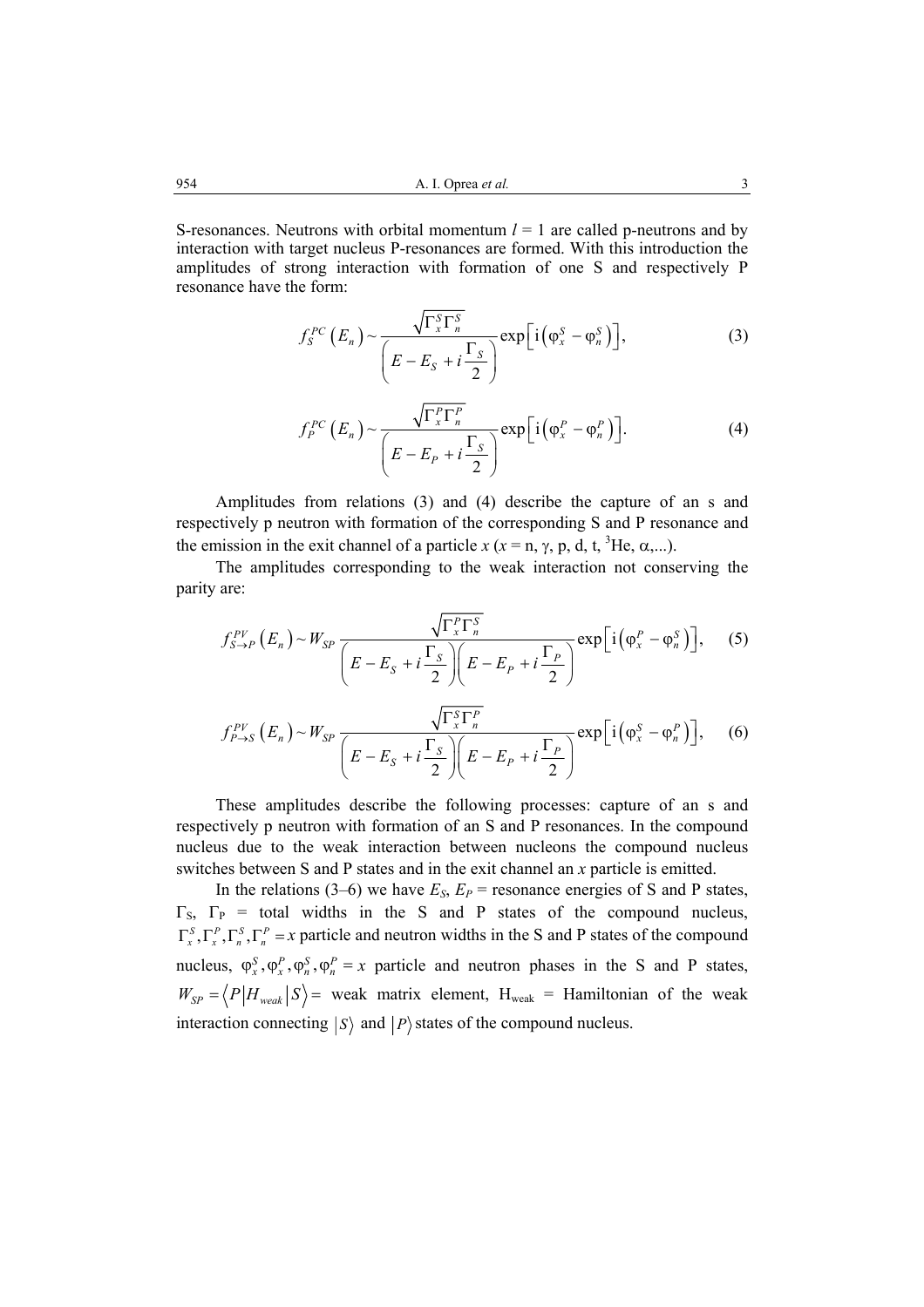S-resonances. Neutrons with orbital momentum $l = 1$ are called p-neutrons and by interaction with target nucleus P-resonances are formed. With this introduction the amplitudes of strong interaction with formation of one S and respectively P resonance have the form:

$$f_S^{PC}\left(E_n\right) \sim \frac{\sqrt{\Gamma_x^S \Gamma_n^S}}{\left(E - E_S + i\dfrac{\Gamma_S}{2}\right)} \exp\left[\mathrm{i}\left(\varphi_x^S - \varphi_n^S\right)\right], \tag{3}$$

$$f_P^{PC}\left(E_n\right) \sim \frac{\sqrt{\Gamma_x^P \Gamma_n^P}}{\left(E - E_P + i\dfrac{\Gamma_S}{2}\right)} \exp\left[\mathrm{i}\left(\varphi_x^P - \varphi_n^P\right)\right]. \tag{4}$$

Amplitudes from relations (3) and (4) describe the capture of an s and respectively p neutron with formation of the corresponding S and P resonance and the emission in the exit channel of a particle $x$ ($x$ = n, γ, p, d, t, $^3$He, α,...).

The amplitudes corresponding to the weak interaction not conserving the parity are:

$$f_{S\to P}^{PV}\left(E_n\right) \sim W_{SP} \frac{\sqrt{\Gamma_x^P \Gamma_n^S}}{\left(E - E_S + i\dfrac{\Gamma_S}{2}\right)\left(E - E_P + i\dfrac{\Gamma_P}{2}\right)} \exp\left[\mathrm{i}\left(\varphi_x^P - \varphi_n^S\right)\right], \tag{5}$$

$$f_{P\to S}^{PV}\left(E_n\right) \sim W_{SP} \frac{\sqrt{\Gamma_x^S \Gamma_n^P}}{\left(E - E_S + i\dfrac{\Gamma_S}{2}\right)\left(E - E_P + i\dfrac{\Gamma_P}{2}\right)} \exp\left[\mathrm{i}\left(\varphi_x^S - \varphi_n^P\right)\right], \tag{6}$$

These amplitudes describe the following processes: capture of an s and respectively p neutron with formation of an S and P resonances. In the compound nucleus due to the weak interaction between nucleons the compound nucleus switches between S and P states and in the exit channel an $x$ particle is emitted.

In the relations (3–6) we have $E_S$, $E_P$ = resonance energies of S and P states, $\Gamma_S$, $\Gamma_P$ = total widths in the S and P states of the compound nucleus, $\Gamma_x^S, \Gamma_x^P, \Gamma_n^S, \Gamma_n^P = x$ particle and neutron widths in the S and P states of the compound nucleus, $\varphi_x^S, \varphi_x^P, \varphi_n^S, \varphi_n^P = x$ particle and neutron phases in the S and P states, $W_{SP} = \left\langle P \middle| H_{weak} \middle| S \right\rangle =$ weak matrix element, $H_{weak}$ = Hamiltonian of the weak interaction connecting $\left|S\right\rangle$ and $\left|P\right\rangle$ states of the compound nucleus.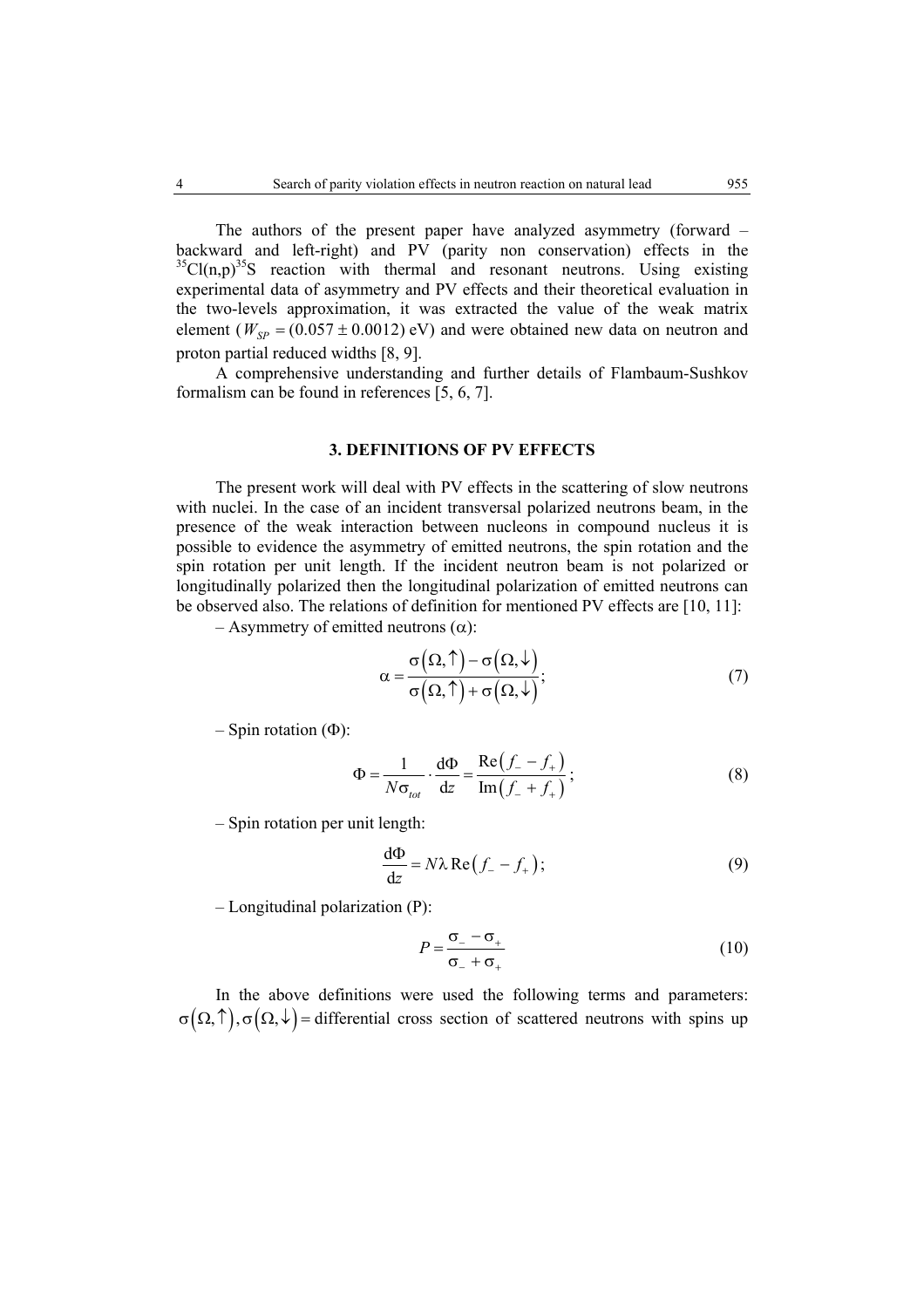The authors of the present paper have analyzed asymmetry (forward – backward and left-right) and PV (parity non conservation) effects in the $^{35}Cl(n,p)^{35}S$ reaction with thermal and resonant neutrons. Using existing experimental data of asymmetry and PV effects and their theoretical evaluation in the two-levels approximation, it was extracted the value of the weak matrix element ($W_{SP} = (0.057 \pm 0.0012)$ eV) and were obtained new data on neutron and proton partial reduced widths [8, 9].

A comprehensive understanding and further details of Flambaum-Sushkov formalism can be found in references [5, 6, 7].

## 3. DEFINITIONS OF PV EFFECTS

The present work will deal with PV effects in the scattering of slow neutrons with nuclei. In the case of an incident transversal polarized neutrons beam, in the presence of the weak interaction between nucleons in compound nucleus it is possible to evidence the asymmetry of emitted neutrons, the spin rotation and the spin rotation per unit length. If the incident neutron beam is not polarized or longitudinally polarized then the longitudinal polarization of emitted neutrons can be observed also. The relations of definition for mentioned PV effects are [10, 11]:

– Asymmetry of emitted neutrons ($\alpha$):

$$\alpha = \frac{\sigma(\Omega,\uparrow) - \sigma(\Omega,\downarrow)}{\sigma(\Omega,\uparrow) + \sigma(\Omega,\downarrow)}; \tag{7}$$

– Spin rotation ($\Phi$):

$$\Phi = \frac{1}{N\sigma_{tot}} \cdot \frac{\mathrm{d}\Phi}{\mathrm{d}z} = \frac{\mathrm{Re}\left(f_{-} - f_{+}\right)}{\mathrm{Im}\left(f_{-} + f_{+}\right)}; \tag{8}$$

– Spin rotation per unit length:

$$\frac{\mathrm{d}\Phi}{\mathrm{d}z} = N\lambda\,\mathrm{Re}\left(f_{-} - f_{+}\right); \tag{9}$$

– Longitudinal polarization (P):

$$P = \frac{\sigma_{-} - \sigma_{+}}{\sigma_{-} + \sigma_{+}} \tag{10}$$

In the above definitions were used the following terms and parameters: $\sigma(\Omega,\uparrow), \sigma(\Omega,\downarrow)$ = differential cross section of scattered neutrons with spins up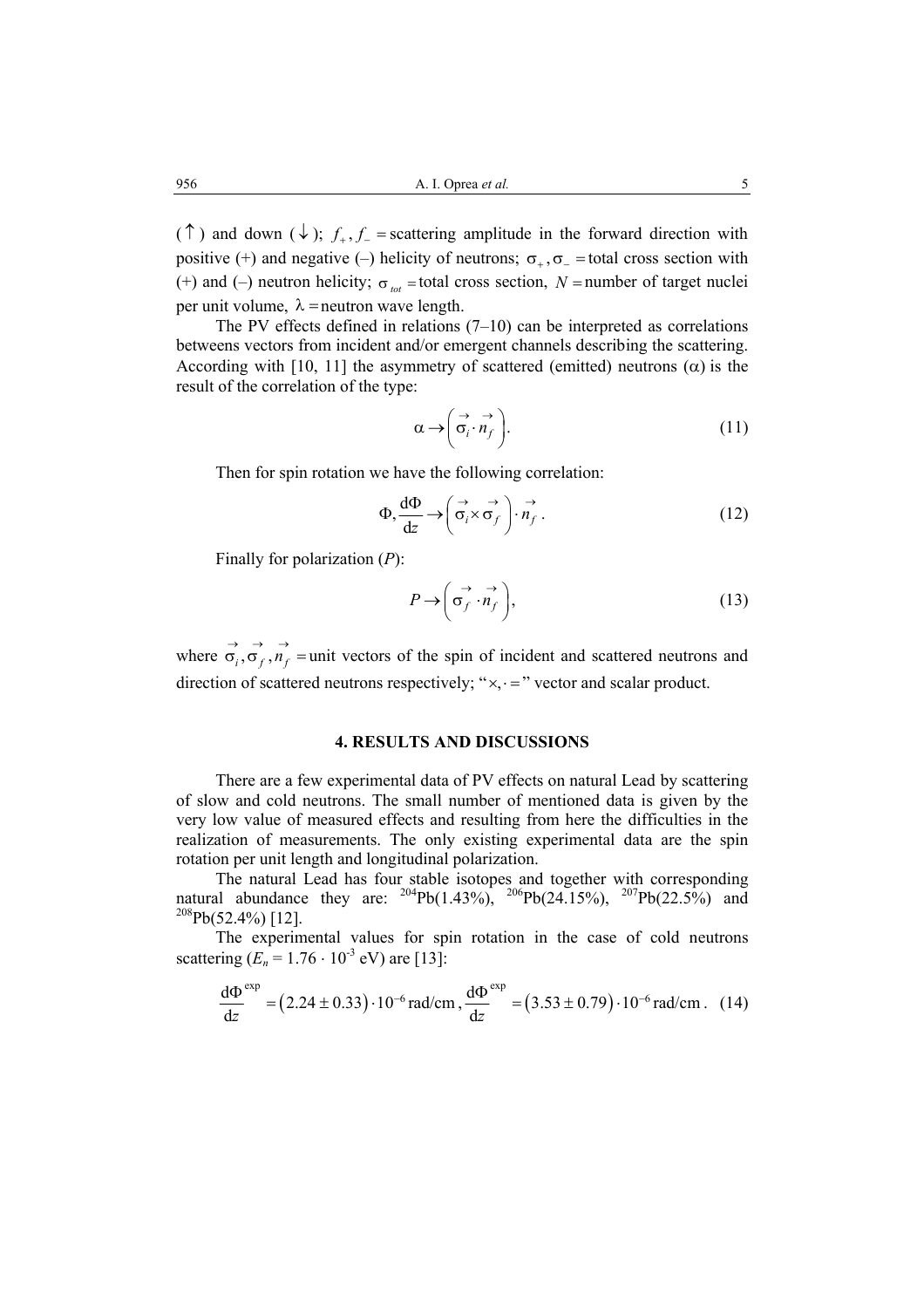($\uparrow$) and down ($\downarrow$); $f_+, f_-$ = scattering amplitude in the forward direction with positive (+) and negative (–) helicity of neutrons; $\sigma_+, \sigma_-$ = total cross section with (+) and (–) neutron helicity; $\sigma_{tot}$ = total cross section, $N$ = number of target nuclei per unit volume, $\lambda$ = neutron wave length.

The PV effects defined in relations (7–10) can be interpreted as correlations betweens vectors from incident and/or emergent channels describing the scattering. According with [10, 11] the asymmetry of scattered (emitted) neutrons ($\alpha$) is the result of the correlation of the type:

$$\alpha \rightarrow \left( \vec{\sigma}_i \cdot \vec{n}_f \right). \tag{11}$$

Then for spin rotation we have the following correlation:

$$\Phi, \frac{\mathrm{d}\Phi}{\mathrm{d}z} \rightarrow \left( \vec{\sigma}_i \times \vec{\sigma}_f \right) \cdot \vec{n}_f \, . \tag{12}$$

Finally for polarization ($P$):

$$P \rightarrow \left( \vec{\sigma}_f \cdot \vec{n}_f \right), \tag{13}$$

where $\vec{\sigma}_i, \vec{\sigma}_f, \vec{n}_f$ = unit vectors of the spin of incident and scattered neutrons and direction of scattered neutrons respectively; "$\times, \cdot =$" vector and scalar product.

## 4. RESULTS AND DISCUSSIONS

There are a few experimental data of PV effects on natural Lead by scattering of slow and cold neutrons. The small number of mentioned data is given by the very low value of measured effects and resulting from here the difficulties in the realization of measurements. The only existing experimental data are the spin rotation per unit length and longitudinal polarization.

The natural Lead has four stable isotopes and together with corresponding natural abundance they are: $^{204}$Pb(1.43%), $^{206}$Pb(24.15%), $^{207}$Pb(22.5%) and $^{208}$Pb(52.4%) [12].

The experimental values for spin rotation in the case of cold neutrons scattering ($E_n = 1.76 \cdot 10^{-3}$ eV) are [13]:

$$\frac{\mathrm{d}\Phi}{\mathrm{d}z}^{\exp} = \left(2.24 \pm 0.33\right) \cdot 10^{-6}\,\mathrm{rad/cm}\,, \frac{\mathrm{d}\Phi}{\mathrm{d}z}^{\exp} = \left(3.53 \pm 0.79\right) \cdot 10^{-6}\,\mathrm{rad/cm}\,. \tag{14}$$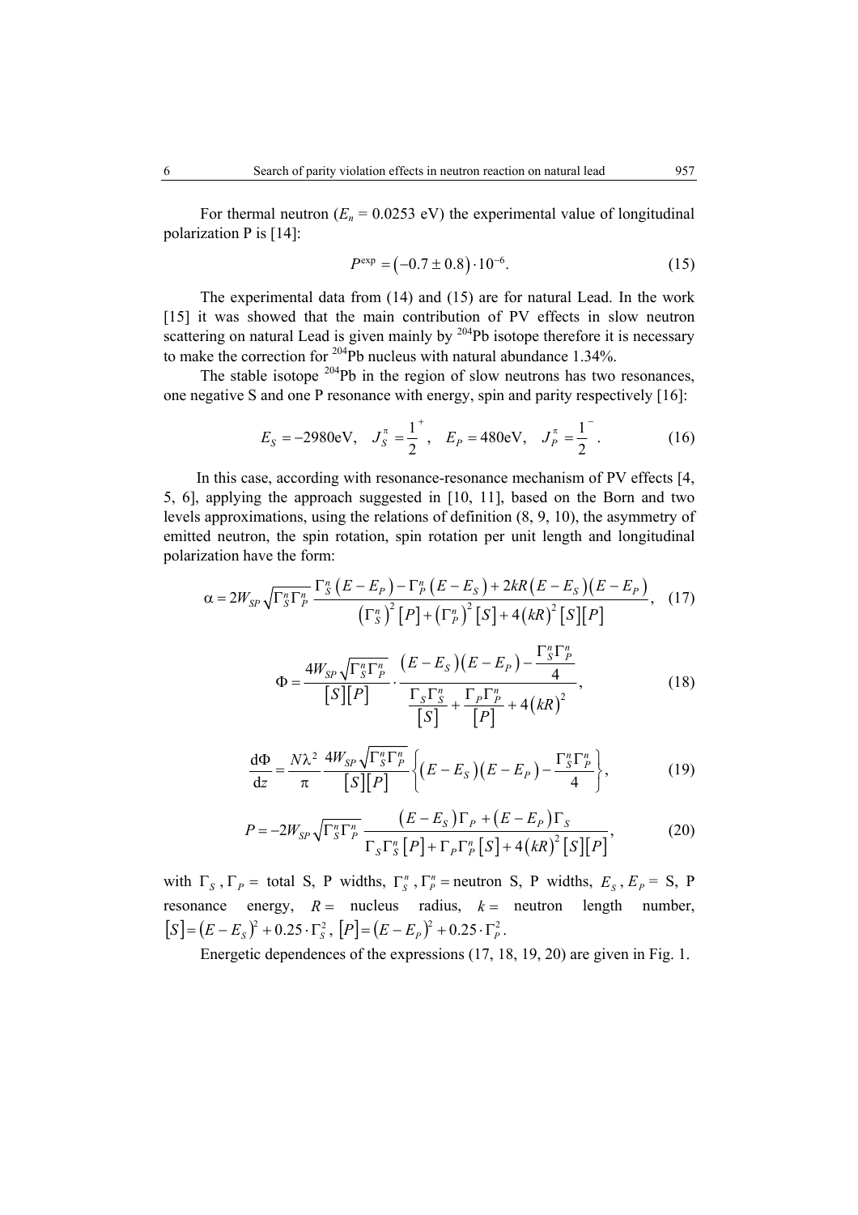For thermal neutron ($E_n$ = 0.0253 eV) the experimental value of longitudinal polarization P is [14]:

$$P^{\exp} = \left(-0.7 \pm 0.8\right) \cdot 10^{-6}. \tag{15}$$

The experimental data from (14) and (15) are for natural Lead. In the work [15] it was showed that the main contribution of PV effects in slow neutron scattering on natural Lead is given mainly by $^{204}$Pb isotope therefore it is necessary to make the correction for $^{204}$Pb nucleus with natural abundance 1.34%.

The stable isotope $^{204}$Pb in the region of slow neutrons has two resonances, one negative S and one P resonance with energy, spin and parity respectively [16]:

$$E_S = -2980\text{eV}, \quad J_S^{\pi} = \frac{1}{2}^{+}, \quad E_P = 480\text{eV}, \quad J_P^{\pi} = \frac{1}{2}^{-}. \tag{16}$$

In this case, according with resonance-resonance mechanism of PV effects [4, 5, 6], applying the approach suggested in [10, 11], based on the Born and two levels approximations, using the relations of definition (8, 9, 10), the asymmetry of emitted neutron, the spin rotation, spin rotation per unit length and longitudinal polarization have the form:

$$\alpha = 2W_{SP}\sqrt{\Gamma_S^n \Gamma_P^n}\, \frac{\Gamma_S^n\left(E - E_P\right) - \Gamma_P^n\left(E - E_S\right) + 2kR\left(E - E_S\right)\left(E - E_P\right)}{\left(\Gamma_S^n\right)^2 [P] + \left(\Gamma_P^n\right)^2 [S] + 4\left(kR\right)^2 [S][P]}, \tag{17}$$

$$\Phi = \frac{4W_{SP}\sqrt{\Gamma_S^n \Gamma_P^n}}{[S][P]} \cdot \frac{\left(E - E_S\right)\left(E - E_P\right) - \dfrac{\Gamma_S^n \Gamma_P^n}{4}}{\dfrac{\Gamma_S \Gamma_S^n}{[S]} + \dfrac{\Gamma_P \Gamma_P^n}{[P]} + 4\left(kR\right)^2}, \tag{18}$$

$$\frac{\mathrm{d}\Phi}{\mathrm{d}z} = \frac{N\lambda^2}{\pi} \frac{4W_{SP}\sqrt{\Gamma_S^n \Gamma_P^n}}{[S][P]} \left\{ \left(E - E_S\right)\left(E - E_P\right) - \frac{\Gamma_S^n \Gamma_P^n}{4} \right\}, \tag{19}$$

$$P = -2W_{SP}\sqrt{\Gamma_S^n \Gamma_P^n}\, \frac{\left(E - E_S\right)\Gamma_P + \left(E - E_P\right)\Gamma_S}{\Gamma_S \Gamma_S^n [P] + \Gamma_P \Gamma_P^n [S] + 4\left(kR\right)^2 [S][P]}, \tag{20}$$

with $\Gamma_S$, $\Gamma_P$ = total S, P widths, $\Gamma_S^n$, $\Gamma_P^n$ = neutron S, P widths, $E_S$, $E_P$ = S, P resonance energy, $R$ = nucleus radius, $k$ = neutron length number, $[S] = \left(E - E_S\right)^2 + 0.25 \cdot \Gamma_S^2$, $[P] = \left(E - E_P\right)^2 + 0.25 \cdot \Gamma_P^2$.

Energetic dependences of the expressions (17, 18, 19, 20) are given in Fig. 1.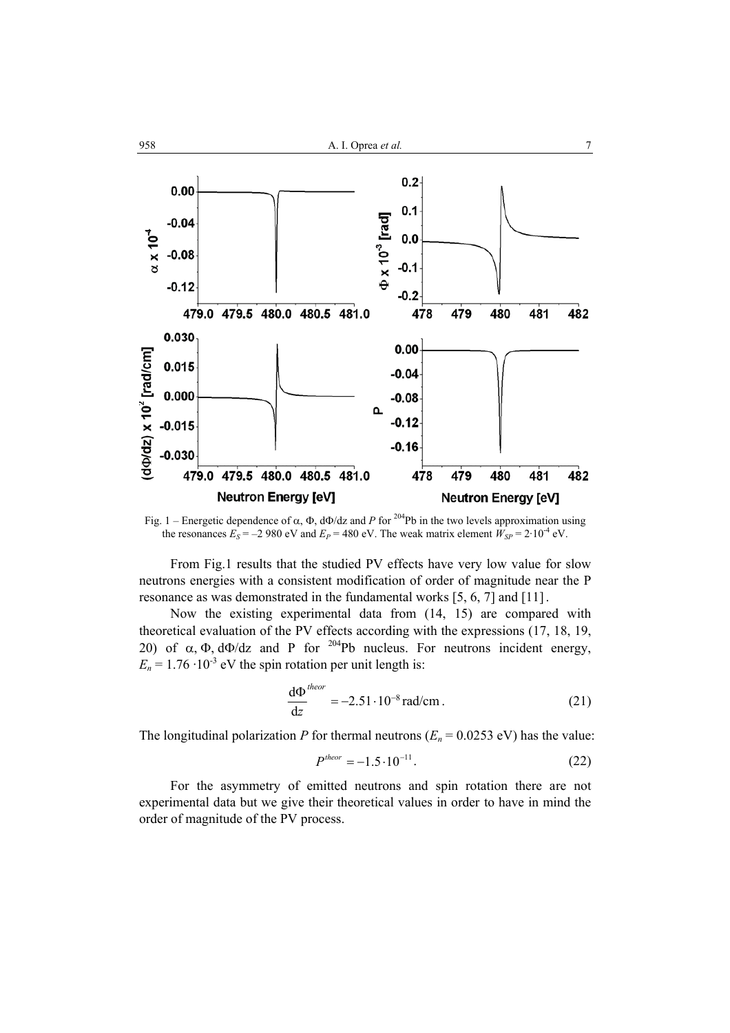Fig. 1 – Energetic dependence of $\alpha$, $\Phi$, $d\Phi/dz$ and $P$ for $^{204}$Pb in the two levels approximation using the resonances $E_S = -2\,980$ eV and $E_P = 480$ eV. The weak matrix element $W_{SP} = 2{\cdot}10^{-4}$ eV.

From Fig.1 results that the studied PV effects have very low value for slow neutrons energies with a consistent modification of order of magnitude near the P resonance as was demonstrated in the fundamental works [5, 6, 7] and [11].

Now the existing experimental data from (14, 15) are compared with theoretical evaluation of the PV effects according with the expressions (17, 18, 19, 20) of $\alpha, \Phi, \mathrm{d}\Phi/\mathrm{d}z$ and P for $^{204}$Pb nucleus. For neutrons incident energy, $E_n = 1.76 \cdot 10^{-3}$ eV the spin rotation per unit length is:

$$\frac{\mathrm{d}\Phi}{\mathrm{d}z}^{theor} = -2.51 \cdot 10^{-8}\,\mathrm{rad/cm}\,. \tag{21}$$

The longitudinal polarization $P$ for thermal neutrons ($E_n = 0.0253$ eV) has the value:

$$P^{theor} = -1.5 \cdot 10^{-11}\,. \tag{22}$$

For the asymmetry of emitted neutrons and spin rotation there are not experimental data but we give their theoretical values in order to have in mind the order of magnitude of the PV process.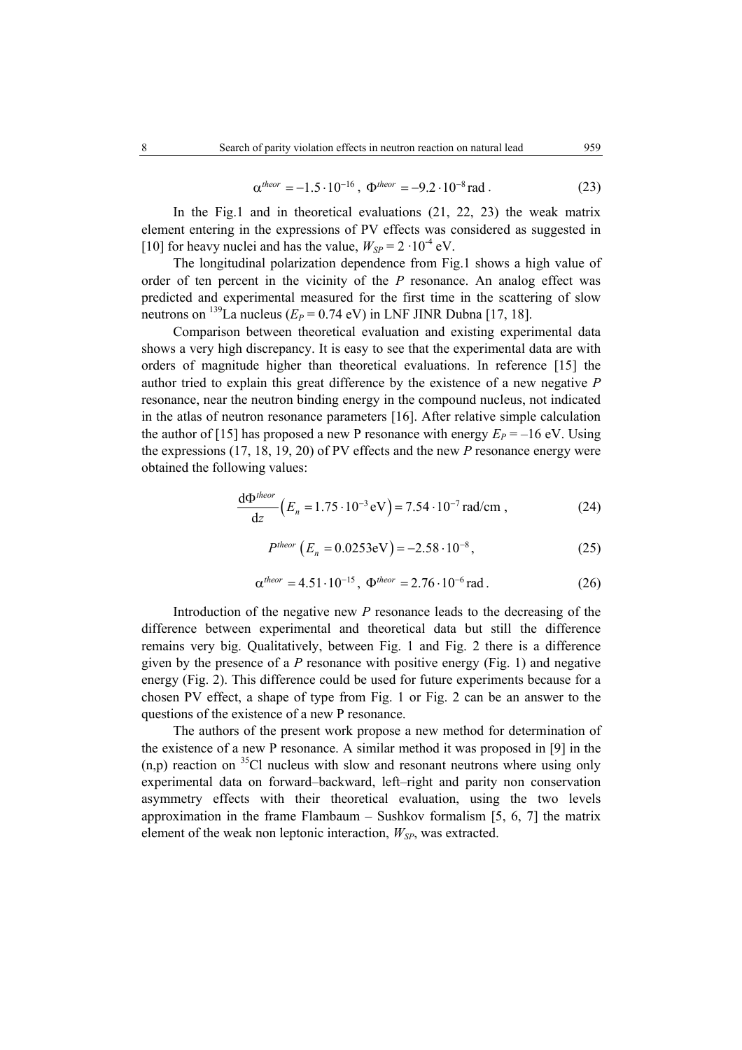$$\alpha^{theor} = -1.5 \cdot 10^{-16}, \; \Phi^{theor} = -9.2 \cdot 10^{-8} \, \text{rad} . \tag{23}$$

In the Fig.1 and in theoretical evaluations (21, 22, 23) the weak matrix element entering in the expressions of PV effects was considered as suggested in [10] for heavy nuclei and has the value, $W_{SP} = 2 \cdot 10^{-4}$ eV.

The longitudinal polarization dependence from Fig.1 shows a high value of order of ten percent in the vicinity of the *P* resonance. An analog effect was predicted and experimental measured for the first time in the scattering of slow neutrons on $^{139}$La nucleus ($E_P = 0.74$ eV) in LNF JINR Dubna [17, 18].

Comparison between theoretical evaluation and existing experimental data shows a very high discrepancy. It is easy to see that the experimental data are with orders of magnitude higher than theoretical evaluations. In reference [15] the author tried to explain this great difference by the existence of a new negative *P* resonance, near the neutron binding energy in the compound nucleus, not indicated in the atlas of neutron resonance parameters [16]. After relative simple calculation the author of [15] has proposed a new P resonance with energy $E_P = -16$ eV. Using the expressions (17, 18, 19, 20) of PV effects and the new *P* resonance energy were obtained the following values:

$$\frac{\mathrm{d}\Phi^{theor}}{\mathrm{d}z}\left(E_n = 1.75 \cdot 10^{-3}\,\text{eV}\right) = 7.54 \cdot 10^{-7}\,\text{rad/cm} , \tag{24}$$

$$P^{theor}\left(E_n = 0.0253\text{eV}\right) = -2.58 \cdot 10^{-8} , \tag{25}$$

$$\alpha^{theor} = 4.51 \cdot 10^{-15}, \; \Phi^{theor} = 2.76 \cdot 10^{-6}\,\text{rad} . \tag{26}$$

Introduction of the negative new *P* resonance leads to the decreasing of the difference between experimental and theoretical data but still the difference remains very big. Qualitatively, between Fig. 1 and Fig. 2 there is a difference given by the presence of a *P* resonance with positive energy (Fig. 1) and negative energy (Fig. 2). This difference could be used for future experiments because for a chosen PV effect, a shape of type from Fig. 1 or Fig. 2 can be an answer to the questions of the existence of a new P resonance.

The authors of the present work propose a new method for determination of the existence of a new P resonance. A similar method it was proposed in [9] in the (n,p) reaction on $^{35}$Cl nucleus with slow and resonant neutrons where using only experimental data on forward–backward, left–right and parity non conservation asymmetry effects with their theoretical evaluation, using the two levels approximation in the frame Flambaum – Sushkov formalism [5, 6, 7] the matrix element of the weak non leptonic interaction, $W_{SP}$, was extracted.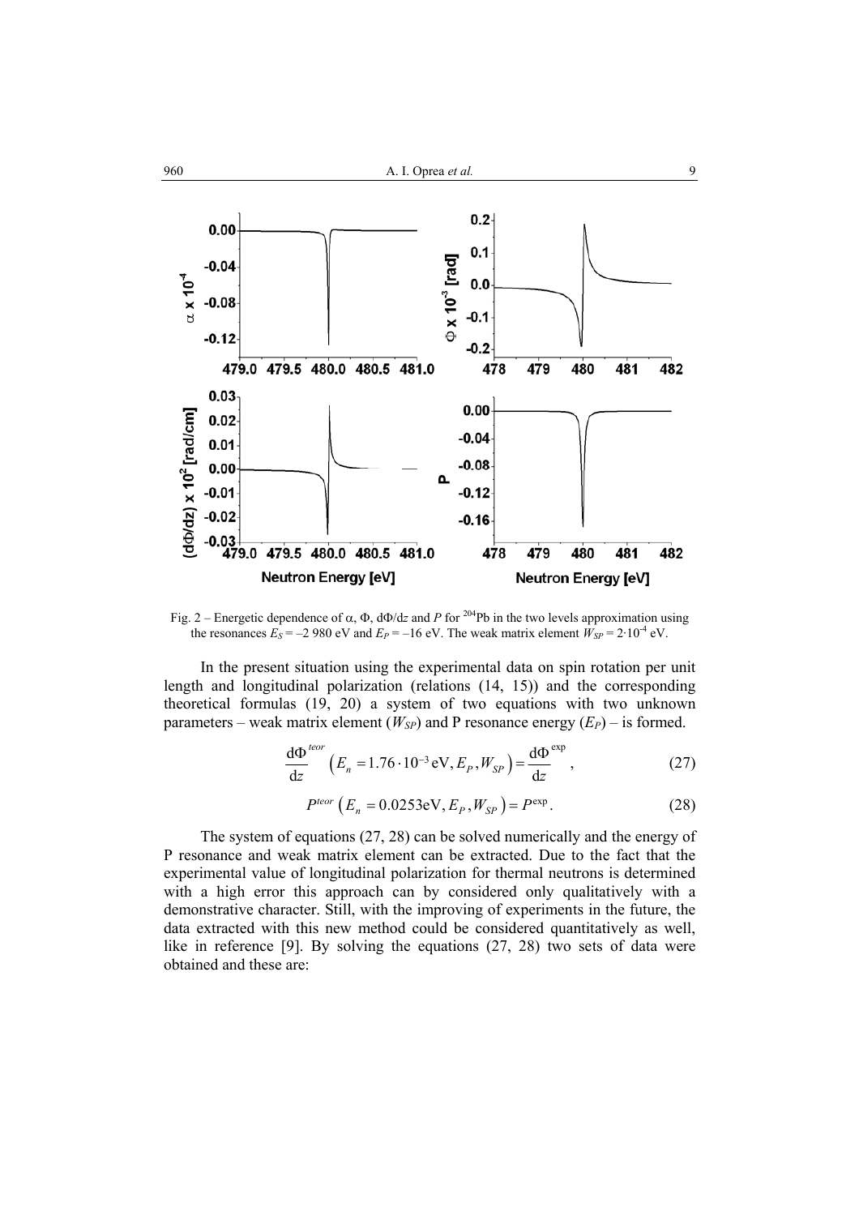Fig. 2 – Energetic dependence of $\alpha$, $\Phi$, $\mathrm{d}\Phi/\mathrm{d}z$ and $P$ for $^{204}$Pb in the two levels approximation using the resonances $E_S = -2\,980$ eV and $E_P = -16$ eV. The weak matrix element $W_{SP} = 2 \cdot 10^{-4}$ eV.

In the present situation using the experimental data on spin rotation per unit length and longitudinal polarization (relations (14, 15)) and the corresponding theoretical formulas (19, 20) a system of two equations with two unknown parameters – weak matrix element ($W_{SP}$) and P resonance energy ($E_P$) – is formed.

$$\frac{\mathrm{d}\Phi}{\mathrm{d}z}^{teor}\left(E_n = 1.76 \cdot 10^{-3}\,\mathrm{eV}, E_P, W_{SP}\right) = \frac{\mathrm{d}\Phi}{\mathrm{d}z}^{\exp}, \tag{27}$$

$$P^{teor}\left(E_n = 0.0253\mathrm{eV}, E_P, W_{SP}\right) = P^{\exp}. \tag{28}$$

The system of equations (27, 28) can be solved numerically and the energy of P resonance and weak matrix element can be extracted. Due to the fact that the experimental value of longitudinal polarization for thermal neutrons is determined with a high error this approach can by considered only qualitatively with a demonstrative character. Still, with the improving of experiments in the future, the data extracted with this new method could be considered quantitatively as well, like in reference [9]. By solving the equations (27, 28) two sets of data were obtained and these are: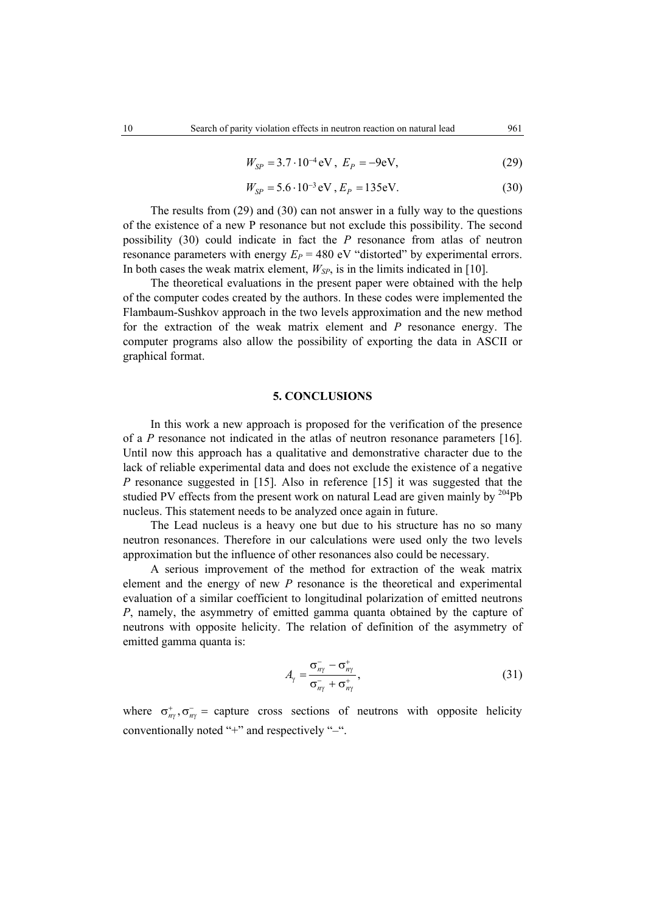$$W_{SP} = 3.7 \cdot 10^{-4}\,\text{eV}\,,\; E_P = -9\text{eV}, \tag{29}$$

$$W_{SP} = 5.6 \cdot 10^{-3}\,\text{eV}\,, E_P = 135\text{eV}. \tag{30}$$

The results from (29) and (30) can not answer in a fully way to the questions of the existence of a new P resonance but not exclude this possibility. The second possibility (30) could indicate in fact the *P* resonance from atlas of neutron resonance parameters with energy $E_P$ = 480 eV "distorted" by experimental errors. In both cases the weak matrix element, $W_{SP}$, is in the limits indicated in [10].

The theoretical evaluations in the present paper were obtained with the help of the computer codes created by the authors. In these codes were implemented the Flambaum-Sushkov approach in the two levels approximation and the new method for the extraction of the weak matrix element and *P* resonance energy. The computer programs also allow the possibility of exporting the data in ASCII or graphical format.

## 5. CONCLUSIONS

In this work a new approach is proposed for the verification of the presence of a *P* resonance not indicated in the atlas of neutron resonance parameters [16]. Until now this approach has a qualitative and demonstrative character due to the lack of reliable experimental data and does not exclude the existence of a negative *P* resonance suggested in [15]. Also in reference [15] it was suggested that the studied PV effects from the present work on natural Lead are given mainly by $^{204}$Pb nucleus. This statement needs to be analyzed once again in future.

The Lead nucleus is a heavy one but due to his structure has no so many neutron resonances. Therefore in our calculations were used only the two levels approximation but the influence of other resonances also could be necessary.

A serious improvement of the method for extraction of the weak matrix element and the energy of new *P* resonance is the theoretical and experimental evaluation of a similar coefficient to longitudinal polarization of emitted neutrons *P*, namely, the asymmetry of emitted gamma quanta obtained by the capture of neutrons with opposite helicity. The relation of definition of the asymmetry of emitted gamma quanta is:

$$A_\gamma = \frac{\sigma_{n\gamma}^{-} - \sigma_{n\gamma}^{+}}{\sigma_{n\gamma}^{-} + \sigma_{n\gamma}^{+}}, \tag{31}$$

where $\sigma_{n\gamma}^{+}, \sigma_{n\gamma}^{-}$ = capture cross sections of neutrons with opposite helicity conventionally noted "+" and respectively "–".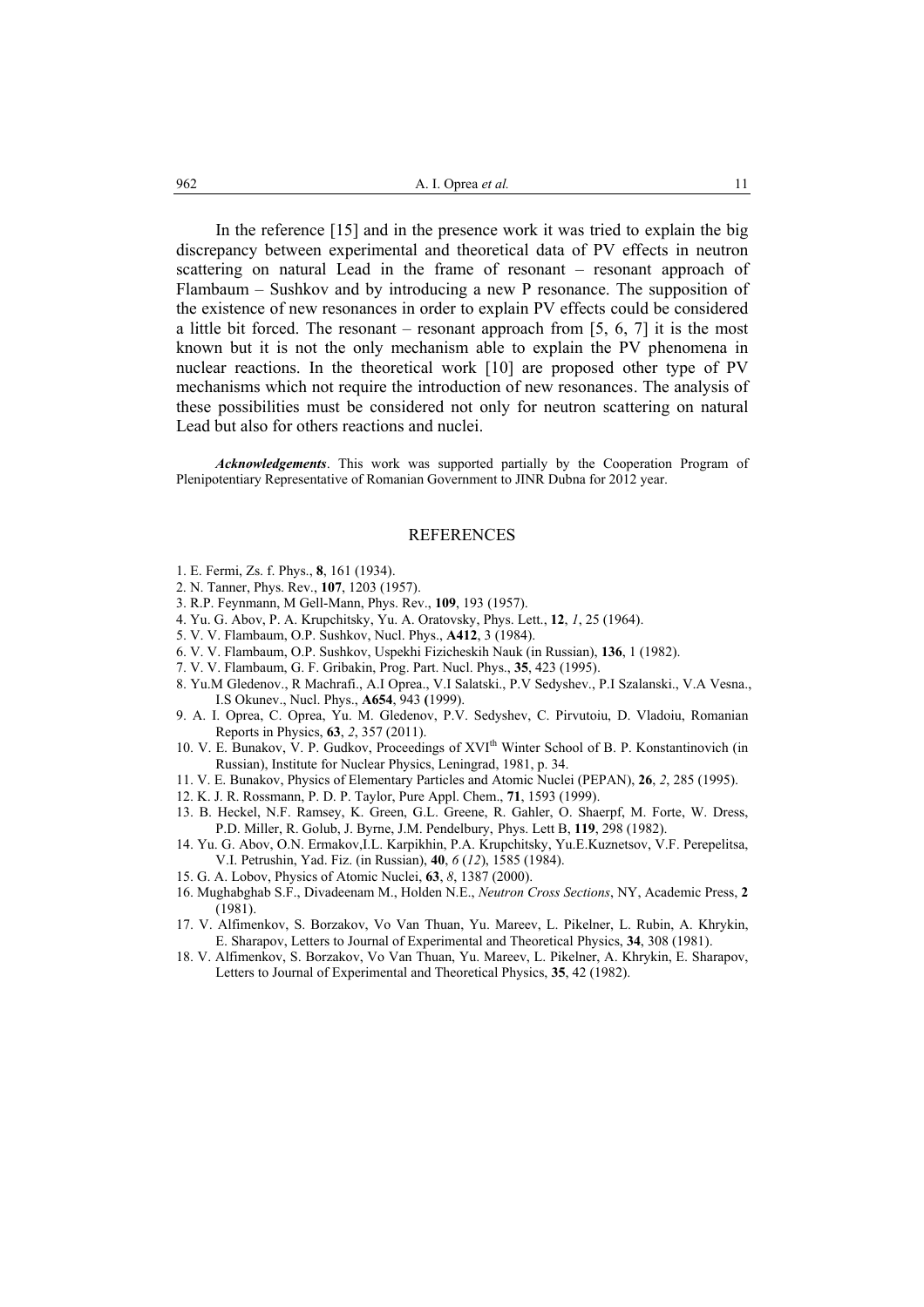In the reference [15] and in the presence work it was tried to explain the big discrepancy between experimental and theoretical data of PV effects in neutron scattering on natural Lead in the frame of resonant – resonant approach of Flambaum – Sushkov and by introducing a new P resonance. The supposition of the existence of new resonances in order to explain PV effects could be considered a little bit forced. The resonant – resonant approach from [5, 6, 7] it is the most known but it is not the only mechanism able to explain the PV phenomena in nuclear reactions. In the theoretical work [10] are proposed other type of PV mechanisms which not require the introduction of new resonances. The analysis of these possibilities must be considered not only for neutron scattering on natural Lead but also for others reactions and nuclei.

***Acknowledgements***. This work was supported partially by the Cooperation Program of Plenipotentiary Representative of Romanian Government to JINR Dubna for 2012 year.

## REFERENCES

1. E. Fermi, Zs. f. Phys., **8**, 161 (1934).
2. N. Tanner, Phys. Rev., **107**, 1203 (1957).
3. R.P. Feynmann, M Gell-Mann, Phys. Rev., **109**, 193 (1957).
4. Yu. G. Abov, P. A. Krupchitsky, Yu. A. Oratovsky, Phys. Lett., **12**, *1*, 25 (1964).
5. V. V. Flambaum, O.P. Sushkov, Nucl. Phys., **A412**, 3 (1984).
6. V. V. Flambaum, O.P. Sushkov, Uspekhi Fizicheskih Nauk (in Russian), **136**, 1 (1982).
7. V. V. Flambaum, G. F. Gribakin, Prog. Part. Nucl. Phys., **35**, 423 (1995).
8. Yu.M Gledenov., R Machrafi., A.I Oprea., V.I Salatski., P.V Sedyshev., P.I Szalanski., V.A Vesna., I.S Okunev., Nucl. Phys., **A654**, 943 (1999).
9. A. I. Oprea, C. Oprea, Yu. M. Gledenov, P.V. Sedyshev, C. Pirvutoiu, D. Vladoiu, Romanian Reports in Physics, **63**, *2*, 357 (2011).
10. V. E. Bunakov, V. P. Gudkov, Proceedings of XVI[th] Winter School of B. P. Konstantinovich (in Russian), Institute for Nuclear Physics, Leningrad, 1981, p. 34.
11. V. E. Bunakov, Physics of Elementary Particles and Atomic Nuclei (PEPAN), **26**, *2*, 285 (1995).
12. K. J. R. Rossmann, P. D. P. Taylor, Pure Appl. Chem., **71**, 1593 (1999).
13. B. Heckel, N.F. Ramsey, K. Green, G.L. Greene, R. Gahler, O. Shaerpf, M. Forte, W. Dress, P.D. Miller, R. Golub, J. Byrne, J.M. Pendelbury, Phys. Lett B, **119**, 298 (1982).
14. Yu. G. Abov, O.N. Ermakov,I.L. Karpikhin, P.A. Krupchitsky, Yu.E.Kuznetsov, V.F. Perepelitsa, V.I. Petrushin, Yad. Fiz. (in Russian), **40**, *6* (*12*), 1585 (1984).
15. G. A. Lobov, Physics of Atomic Nuclei, **63**, *8*, 1387 (2000).
16. Mughabghab S.F., Divadeenam M., Holden N.E., *Neutron Cross Sections*, NY, Academic Press, **2** (1981).
17. V. Alfimenkov, S. Borzakov, Vo Van Thuan, Yu. Mareev, L. Pikelner, L. Rubin, A. Khrykin, E. Sharapov, Letters to Journal of Experimental and Theoretical Physics, **34**, 308 (1981).
18. V. Alfimenkov, S. Borzakov, Vo Van Thuan, Yu. Mareev, L. Pikelner, A. Khrykin, E. Sharapov, Letters to Journal of Experimental and Theoretical Physics, **35**, 42 (1982).